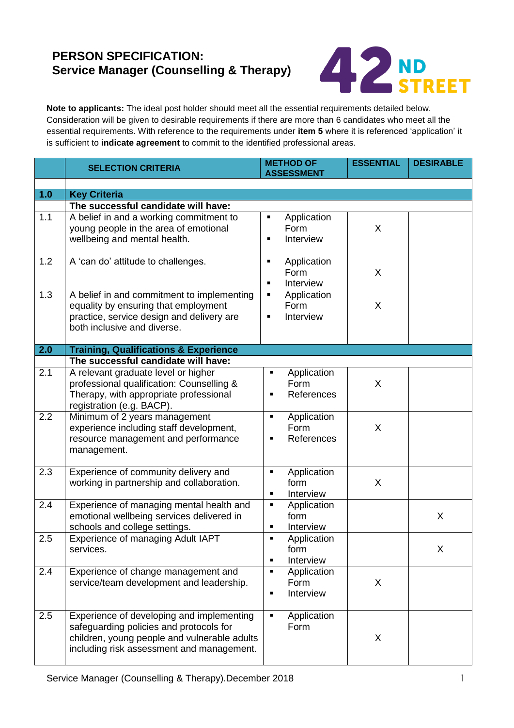# PERSON SPECIFICATION:
## Service Manager (Counselling & Therapy)

**Note to applicants:** The ideal post holder should meet all the essential requirements detailed below. Consideration will be given to desirable requirements if there are more than 6 candidates who meet all the essential requirements. With reference to the requirements under **item 5** where it is referenced 'application' it is sufficient to **indicate agreement** to commit to the identified professional areas.

| | SELECTION CRITERIA | METHOD OF ASSESSMENT | ESSENTIAL | DESIRABLE |
|---|---|---|---|---|
| **1.0** | **Key Criteria** | | | |
| | **The successful candidate will have:** | | | |
| 1.1 | A belief in and a working commitment to young people in the area of emotional wellbeing and mental health. | ▪ Application Form ▪ Interview | X | |
| 1.2 | A 'can do' attitude to challenges. | ▪ Application Form ▪ Interview | X | |
| 1.3 | A belief in and commitment to implementing equality by ensuring that employment practice, service design and delivery are both inclusive and diverse. | ▪ Application Form ▪ Interview | X | |
| **2.0** | **Training, Qualifications & Experience** | | | |
| | **The successful candidate will have:** | | | |
| 2.1 | A relevant graduate level or higher professional qualification: Counselling & Therapy, with appropriate professional registration (e.g. BACP). | ▪ Application Form ▪ References | X | |
| 2.2 | Minimum of 2 years management experience including staff development, resource management and performance management. | ▪ Application Form ▪ References | X | |
| 2.3 | Experience of community delivery and working in partnership and collaboration. | ▪ Application form ▪ Interview | X | |
| 2.4 | Experience of managing mental health and emotional wellbeing services delivered in schools and college settings. | ▪ Application form ▪ Interview | | X |
| 2.5 | Experience of managing Adult IAPT services. | ▪ Application form ▪ Interview | | X |
| 2.4 | Experience of change management and service/team development and leadership. | ▪ Application Form ▪ Interview | X | |
| 2.5 | Experience of developing and implementing safeguarding policies and protocols for children, young people and vulnerable adults including risk assessment and management. | ▪ Application Form | X | |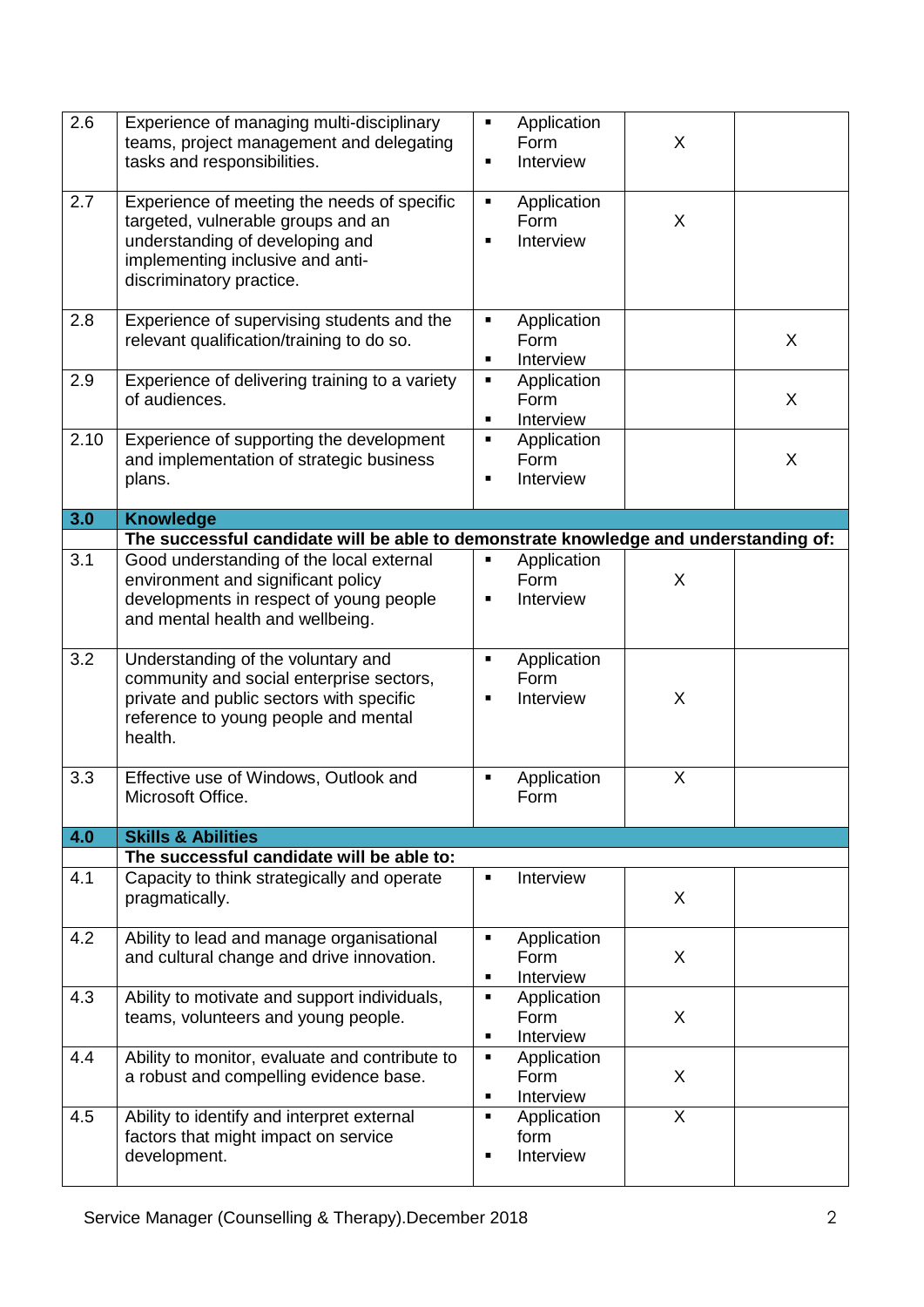| | | | | |
|---|---|---|---|---|
| 2.6 | Experience of managing multi-disciplinary teams, project management and delegating tasks and responsibilities. | ▪ Application Form<br>▪ Interview | X | |
| 2.7 | Experience of meeting the needs of specific targeted, vulnerable groups and an understanding of developing and implementing inclusive and anti-discriminatory practice. | ▪ Application Form<br>▪ Interview | X | |
| 2.8 | Experience of supervising students and the relevant qualification/training to do so. | ▪ Application Form<br>▪ Interview | | X |
| 2.9 | Experience of delivering training to a variety of audiences. | ▪ Application Form<br>▪ Interview | | X |
| 2.10 | Experience of supporting the development and implementation of strategic business plans. | ▪ Application Form<br>▪ Interview | | X |
| **3.0** | **Knowledge** | | | |
| | **The successful candidate will be able to demonstrate knowledge and understanding of:** | | | |
| 3.1 | Good understanding of the local external environment and significant policy developments in respect of young people and mental health and wellbeing. | ▪ Application Form<br>▪ Interview | X | |
| 3.2 | Understanding of the voluntary and community and social enterprise sectors, private and public sectors with specific reference to young people and mental health. | ▪ Application Form<br>▪ Interview | X | |
| 3.3 | Effective use of Windows, Outlook and Microsoft Office. | ▪ Application Form | X | |
| **4.0** | **Skills & Abilities** | | | |
| | **The successful candidate will be able to:** | | | |
| 4.1 | Capacity to think strategically and operate pragmatically. | ▪ Interview | X | |
| 4.2 | Ability to lead and manage organisational and cultural change and drive innovation. | ▪ Application Form<br>▪ Interview | X | |
| 4.3 | Ability to motivate and support individuals, teams, volunteers and young people. | ▪ Application Form<br>▪ Interview | X | |
| 4.4 | Ability to monitor, evaluate and contribute to a robust and compelling evidence base. | ▪ Application Form<br>▪ Interview | X | |
| 4.5 | Ability to identify and interpret external factors that might impact on service development. | ▪ Application form<br>▪ Interview | X | |

Service Manager (Counselling & Therapy).December 2018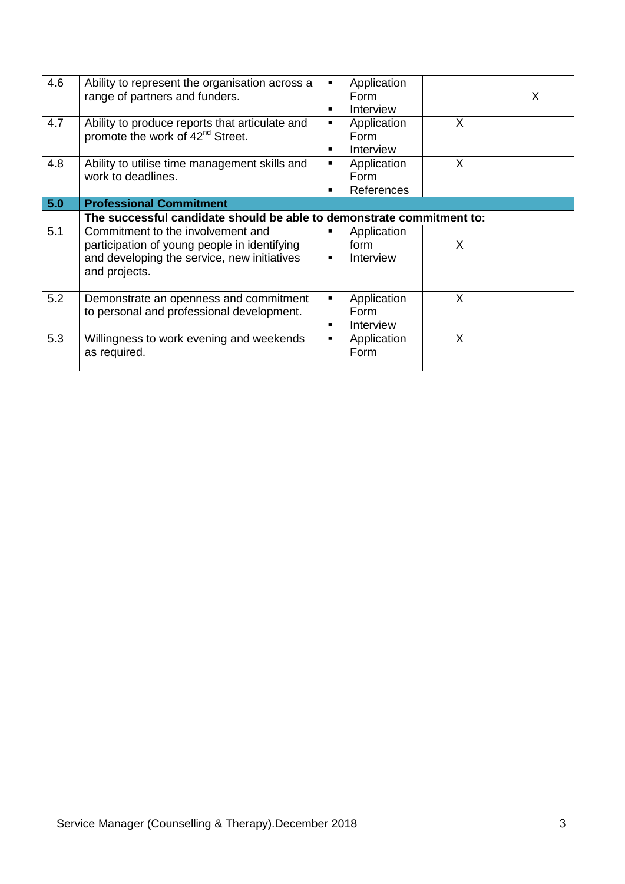| | | | | |
|---|---|---|---|---|
| 4.6 | Ability to represent the organisation across a range of partners and funders. | ▪ Application Form<br>▪ Interview | | X |
| 4.7 | Ability to produce reports that articulate and promote the work of 42nd Street. | ▪ Application Form<br>▪ Interview | X | |
| 4.8 | Ability to utilise time management skills and work to deadlines. | ▪ Application Form<br>▪ References | X | |
| **5.0** | **Professional Commitment** | | | |
| | **The successful candidate should be able to demonstrate commitment to:** | | | |
| 5.1 | Commitment to the involvement and participation of young people in identifying and developing the service, new initiatives and projects. | ▪ Application form<br>▪ Interview | X | |
| 5.2 | Demonstrate an openness and commitment to personal and professional development. | ▪ Application Form<br>▪ Interview | X | |
| 5.3 | Willingness to work evening and weekends as required. | ▪ Application Form | X | |

Service Manager (Counselling & Therapy).December 2018